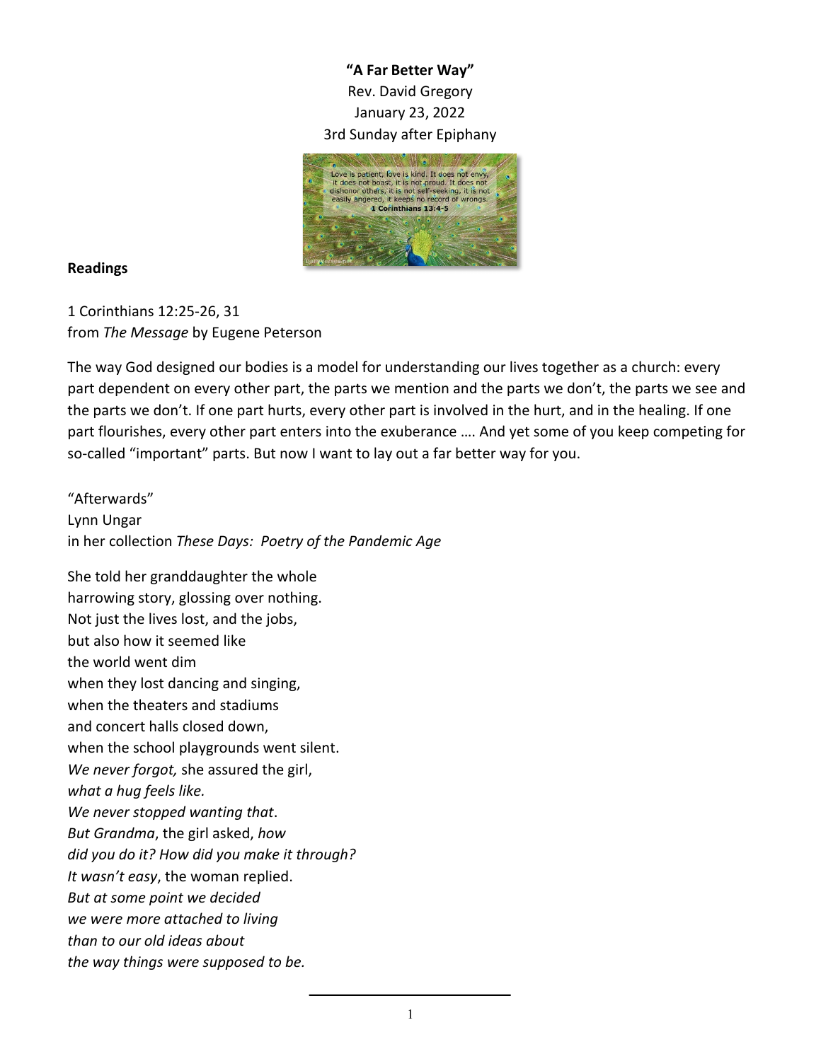**"A Far Better Way"**

Rev. David Gregory

January 23, 2022

3rd Sunday after Epiphany

**Readings**

1 Corinthians 12:25-26, 31
from *The Message* by Eugene Peterson

The way God designed our bodies is a model for understanding our lives together as a church: every part dependent on every other part, the parts we mention and the parts we don't, the parts we see and the parts we don't. If one part hurts, every other part is involved in the hurt, and in the healing. If one part flourishes, every other part enters into the exuberance …. And yet some of you keep competing for so-called "important" parts. But now I want to lay out a far better way for you.

"Afterwards"
Lynn Ungar
in her collection *These Days: Poetry of the Pandemic Age*

She told her granddaughter the whole
harrowing story, glossing over nothing.
Not just the lives lost, and the jobs,
but also how it seemed like
the world went dim
when they lost dancing and singing,
when the theaters and stadiums
and concert halls closed down,
when the school playgrounds went silent.
*We never forgot,* she assured the girl,
*what a hug feels like.*
*We never stopped wanting that*.
*But Grandma*, the girl asked, *how*
*did you do it? How did you make it through?*
*It wasn't easy*, the woman replied.
*But at some point we decided*
*we were more attached to living*
*than to our old ideas about*
*the way things were supposed to be.*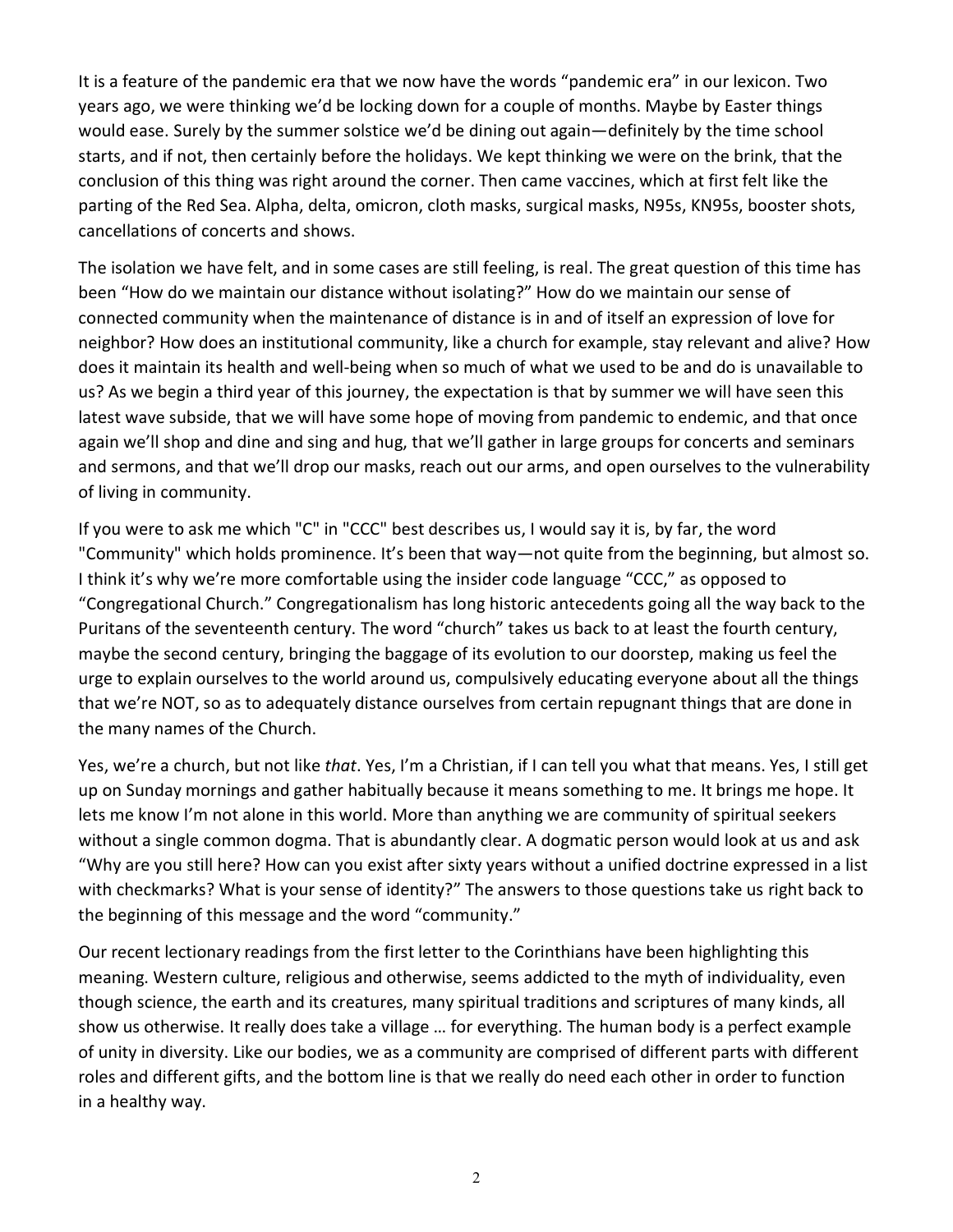It is a feature of the pandemic era that we now have the words "pandemic era" in our lexicon. Two years ago, we were thinking we'd be locking down for a couple of months. Maybe by Easter things would ease. Surely by the summer solstice we'd be dining out again—definitely by the time school starts, and if not, then certainly before the holidays. We kept thinking we were on the brink, that the conclusion of this thing was right around the corner. Then came vaccines, which at first felt like the parting of the Red Sea. Alpha, delta, omicron, cloth masks, surgical masks, N95s, KN95s, booster shots, cancellations of concerts and shows.

The isolation we have felt, and in some cases are still feeling, is real. The great question of this time has been "How do we maintain our distance without isolating?" How do we maintain our sense of connected community when the maintenance of distance is in and of itself an expression of love for neighbor? How does an institutional community, like a church for example, stay relevant and alive? How does it maintain its health and well-being when so much of what we used to be and do is unavailable to us? As we begin a third year of this journey, the expectation is that by summer we will have seen this latest wave subside, that we will have some hope of moving from pandemic to endemic, and that once again we'll shop and dine and sing and hug, that we'll gather in large groups for concerts and seminars and sermons, and that we'll drop our masks, reach out our arms, and open ourselves to the vulnerability of living in community.

If you were to ask me which "C" in "CCC" best describes us, I would say it is, by far, the word "Community" which holds prominence. It's been that way—not quite from the beginning, but almost so. I think it's why we're more comfortable using the insider code language "CCC," as opposed to "Congregational Church." Congregationalism has long historic antecedents going all the way back to the Puritans of the seventeenth century. The word "church" takes us back to at least the fourth century, maybe the second century, bringing the baggage of its evolution to our doorstep, making us feel the urge to explain ourselves to the world around us, compulsively educating everyone about all the things that we're NOT, so as to adequately distance ourselves from certain repugnant things that are done in the many names of the Church.

Yes, we're a church, but not like *that*. Yes, I'm a Christian, if I can tell you what that means. Yes, I still get up on Sunday mornings and gather habitually because it means something to me. It brings me hope. It lets me know I'm not alone in this world. More than anything we are community of spiritual seekers without a single common dogma. That is abundantly clear. A dogmatic person would look at us and ask "Why are you still here? How can you exist after sixty years without a unified doctrine expressed in a list with checkmarks? What is your sense of identity?" The answers to those questions take us right back to the beginning of this message and the word "community."

Our recent lectionary readings from the first letter to the Corinthians have been highlighting this meaning. Western culture, religious and otherwise, seems addicted to the myth of individuality, even though science, the earth and its creatures, many spiritual traditions and scriptures of many kinds, all show us otherwise. It really does take a village … for everything. The human body is a perfect example of unity in diversity. Like our bodies, we as a community are comprised of different parts with different roles and different gifts, and the bottom line is that we really do need each other in order to function in a healthy way.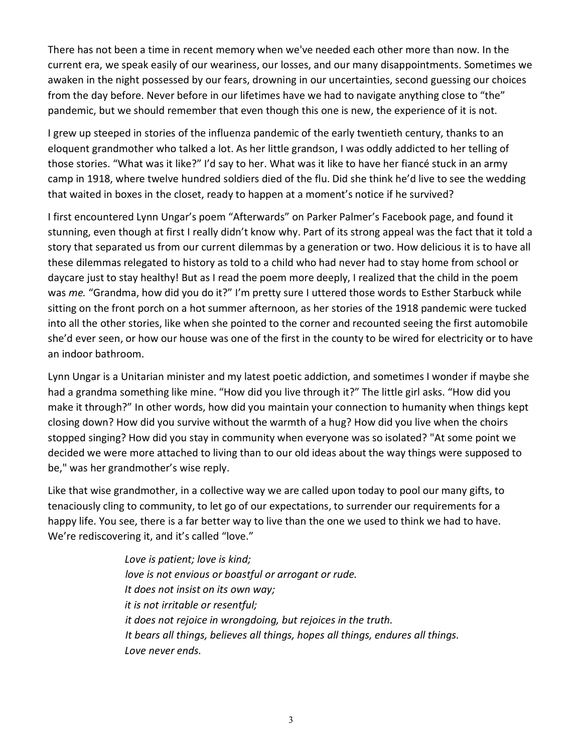There has not been a time in recent memory when we've needed each other more than now. In the current era, we speak easily of our weariness, our losses, and our many disappointments. Sometimes we awaken in the night possessed by our fears, drowning in our uncertainties, second guessing our choices from the day before. Never before in our lifetimes have we had to navigate anything close to "the" pandemic, but we should remember that even though this one is new, the experience of it is not.

I grew up steeped in stories of the influenza pandemic of the early twentieth century, thanks to an eloquent grandmother who talked a lot. As her little grandson, I was oddly addicted to her telling of those stories. "What was it like?" I'd say to her. What was it like to have her fiancé stuck in an army camp in 1918, where twelve hundred soldiers died of the flu. Did she think he'd live to see the wedding that waited in boxes in the closet, ready to happen at a moment's notice if he survived?

I first encountered Lynn Ungar's poem "Afterwards" on Parker Palmer's Facebook page, and found it stunning, even though at first I really didn't know why. Part of its strong appeal was the fact that it told a story that separated us from our current dilemmas by a generation or two. How delicious it is to have all these dilemmas relegated to history as told to a child who had never had to stay home from school or daycare just to stay healthy! But as I read the poem more deeply, I realized that the child in the poem was *me.* "Grandma, how did you do it?" I'm pretty sure I uttered those words to Esther Starbuck while sitting on the front porch on a hot summer afternoon, as her stories of the 1918 pandemic were tucked into all the other stories, like when she pointed to the corner and recounted seeing the first automobile she'd ever seen, or how our house was one of the first in the county to be wired for electricity or to have an indoor bathroom.

Lynn Ungar is a Unitarian minister and my latest poetic addiction, and sometimes I wonder if maybe she had a grandma something like mine. "How did you live through it?" The little girl asks. "How did you make it through?" In other words, how did you maintain your connection to humanity when things kept closing down? How did you survive without the warmth of a hug? How did you live when the choirs stopped singing? How did you stay in community when everyone was so isolated? "At some point we decided we were more attached to living than to our old ideas about the way things were supposed to be," was her grandmother's wise reply.

Like that wise grandmother, in a collective way we are called upon today to pool our many gifts, to tenaciously cling to community, to let go of our expectations, to surrender our requirements for a happy life. You see, there is a far better way to live than the one we used to think we had to have. We're rediscovering it, and it's called "love."

> *Love is patient; love is kind;*
> *love is not envious or boastful or arrogant or rude.*
> *It does not insist on its own way;*
> *it is not irritable or resentful;*
> *it does not rejoice in wrongdoing, but rejoices in the truth.*
> *It bears all things, believes all things, hopes all things, endures all things.*
> *Love never ends.*